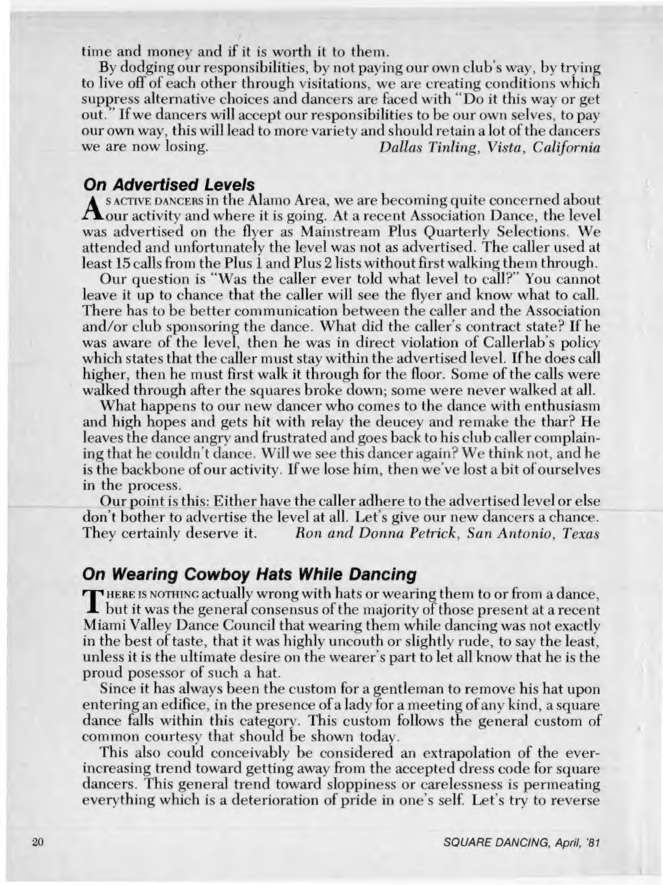time and money and if it is worth it to them.

By dodging our responsibilities, by not paying our own club's way, by trying to live off of each other through visitations, we are creating conditions which suppress alternative choices and dancers are faced with "Do it this way or get out." If we dancers will accept our responsibilities to be our own selves, to pay our own way, this will lead to more variety and should retain a lot of the dancers we are now losing. *Dallas Tinling, Vista, California*

### On Advertised Levels

As active dancers in the Alamo Area, we are becoming quite concerned about our activity and where it is going. At a recent Association Dance, the level was advertised on the flyer as Mainstream Plus Quarterly Selections. We attended and unfortunately the level was not as advertised. The caller used at least 15 calls from the Plus 1 and Plus 2 lists without first walking them through.

Our question is "Was the caller ever told what level to call?" You cannot leave it up to chance that the caller will see the flyer and know what to call. There has to be better communication between the caller and the Association and/or club sponsoring the dance. What did the caller's contract state? If he was aware of the level, then he was in direct violation of Callerlab's policy which states that the caller must stay within the advertised level. If he does call higher, then he must first walk it through for the floor. Some of the calls were walked through after the squares broke down; some were never walked at all.

What happens to our new dancer who comes to the dance with enthusiasm and high hopes and gets hit with relay the deucey and remake the thar? He leaves the dance angry and frustrated and goes back to his club caller complaining that he couldn't dance. Will we see this dancer again? We think not, and he is the backbone of our activity. If we lose him, then we've lost a bit of ourselves in the process.

Our point is this: Either have the caller adhere to the advertised level or else don't bother to advertise the level at all. Let's give our new dancers a chance. They certainly deserve it. *Ron and Donna Petrick, San Antonio, Texas*

### On Wearing Cowboy Hats While Dancing

There is nothing actually wrong with hats or wearing them to or from a dance, but it was the general consensus of the majority of those present at a recent Miami Valley Dance Council that wearing them while dancing was not exactly in the best of taste, that it was highly uncouth or slightly rude, to say the least, unless it is the ultimate desire on the wearer's part to let all know that he is the proud posessor of such a hat.

Since it has always been the custom for a gentleman to remove his hat upon entering an edifice, in the presence of a lady for a meeting of any kind, a square dance falls within this category. This custom follows the general custom of common courtesy that should be shown today.

This also could conceivably be considered an extrapolation of the ever-increasing trend toward getting away from the accepted dress code for square dancers. This general trend toward sloppiness or carelessness is permeating everything which is a deterioration of pride in one's self. Let's try to reverse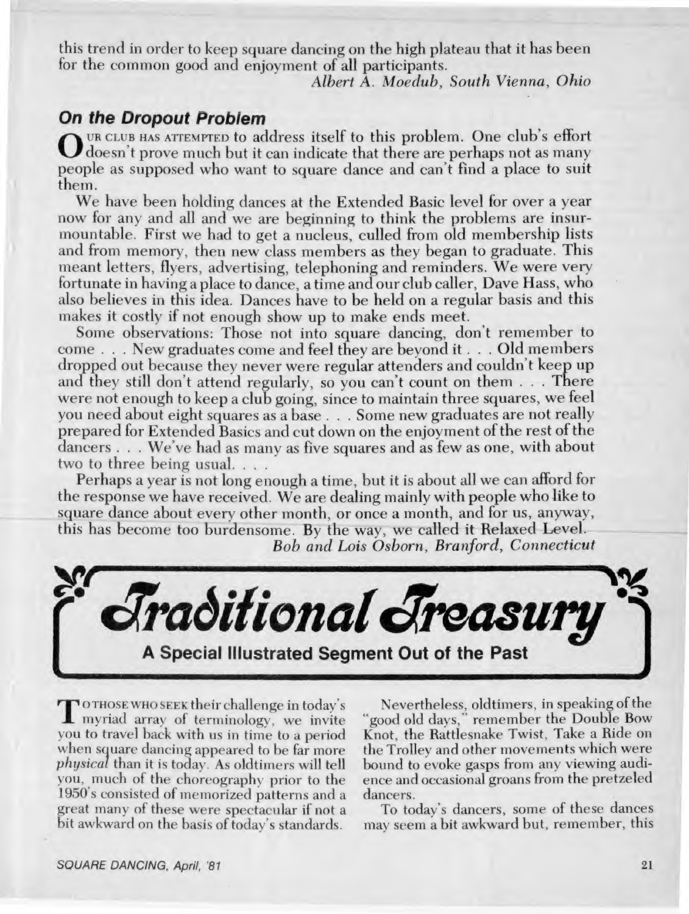this trend in order to keep square dancing on the high plateau that it has been for the common good and enjoyment of all participants.

*Albert A. Moedub, South Vienna, Ohio*

### On the Dropout Problem

OUR CLUB HAS ATTEMPTED to address itself to this problem. One club's effort doesn't prove much but it can indicate that there are perhaps not as many people as supposed who want to square dance and can't find a place to suit them.

We have been holding dances at the Extended Basic level for over a year now for any and all and we are beginning to think the problems are insurmountable. First we had to get a nucleus, culled from old membership lists and from memory, then new class members as they began to graduate. This meant letters, flyers, advertising, telephoning and reminders. We were very fortunate in having a place to dance, a time and our club caller, Dave Hass, who also believes in this idea. Dances have to be held on a regular basis and this makes it costly if not enough show up to make ends meet.

Some observations: Those not into square dancing, don't remember to come . . . New graduates come and feel they are beyond it . . . Old members dropped out because they never were regular attenders and couldn't keep up and they still don't attend regularly, so you can't count on them . . . There were not enough to keep a club going, since to maintain three squares, we feel you need about eight squares as a base . . . Some new graduates are not really prepared for Extended Basics and cut down on the enjoyment of the rest of the dancers . . . We've had as many as five squares and as few as one, with about two to three being usual. . . .

Perhaps a year is not long enough a time, but it is about all we can afford for the response we have received. We are dealing mainly with people who like to square dance about every other month, or once a month, and for us, anyway, this has become too burdensome. By the way, we called it Relaxed Level.

*Bob and Lois Osborn, Branford, Connecticut*

## Traditional Treasury

**A Special Illustrated Segment Out of the Past**

TO THOSE WHO SEEK their challenge in today's myriad array of terminology, we invite you to travel back with us in time to a period when square dancing appeared to be far more *physical* than it is today. As oldtimers will tell you, much of the choreography prior to the 1950's consisted of memorized patterns and a great many of these were spectacular if not a bit awkward on the basis of today's standards.

Nevertheless, oldtimers, in speaking of the "good old days," remember the Double Bow Knot, the Rattlesnake Twist, Take a Ride on the Trolley and other movements which were bound to evoke gasps from any viewing audience and occasional groans from the pretzeled dancers.

To today's dancers, some of these dances may seem a bit awkward but, remember, this